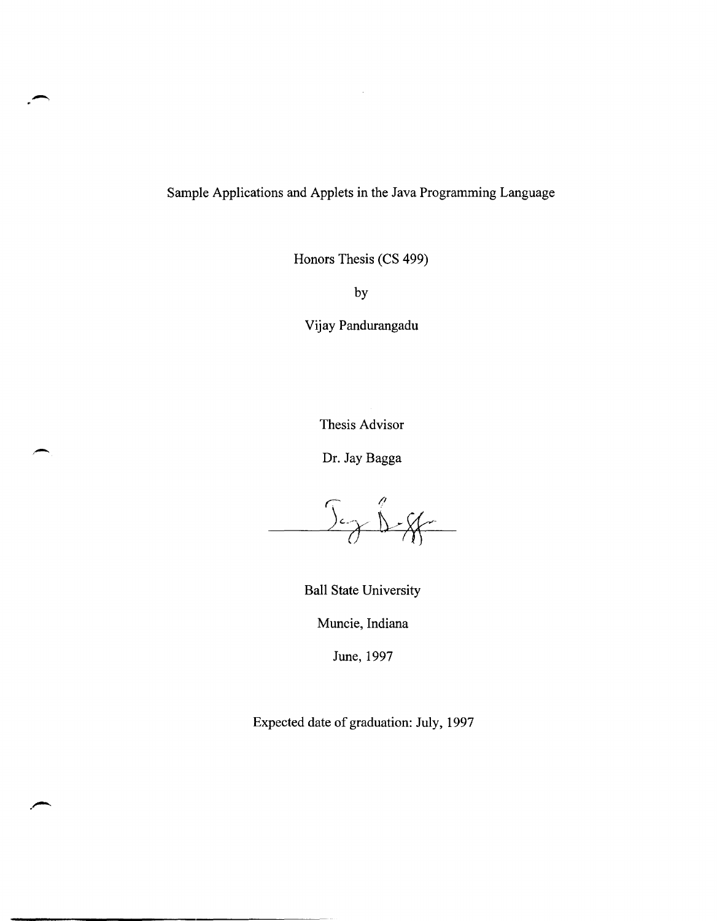# Sample Applications and Applets in the Java Programming Language

Honors Thesis (CS 499)

by

Vijay Pandurangadu

Thesis Advisor

Dr. Jay Bagga

Ball State University

Muncie, Indiana

June, 1997

Expected date of graduation: July, 1997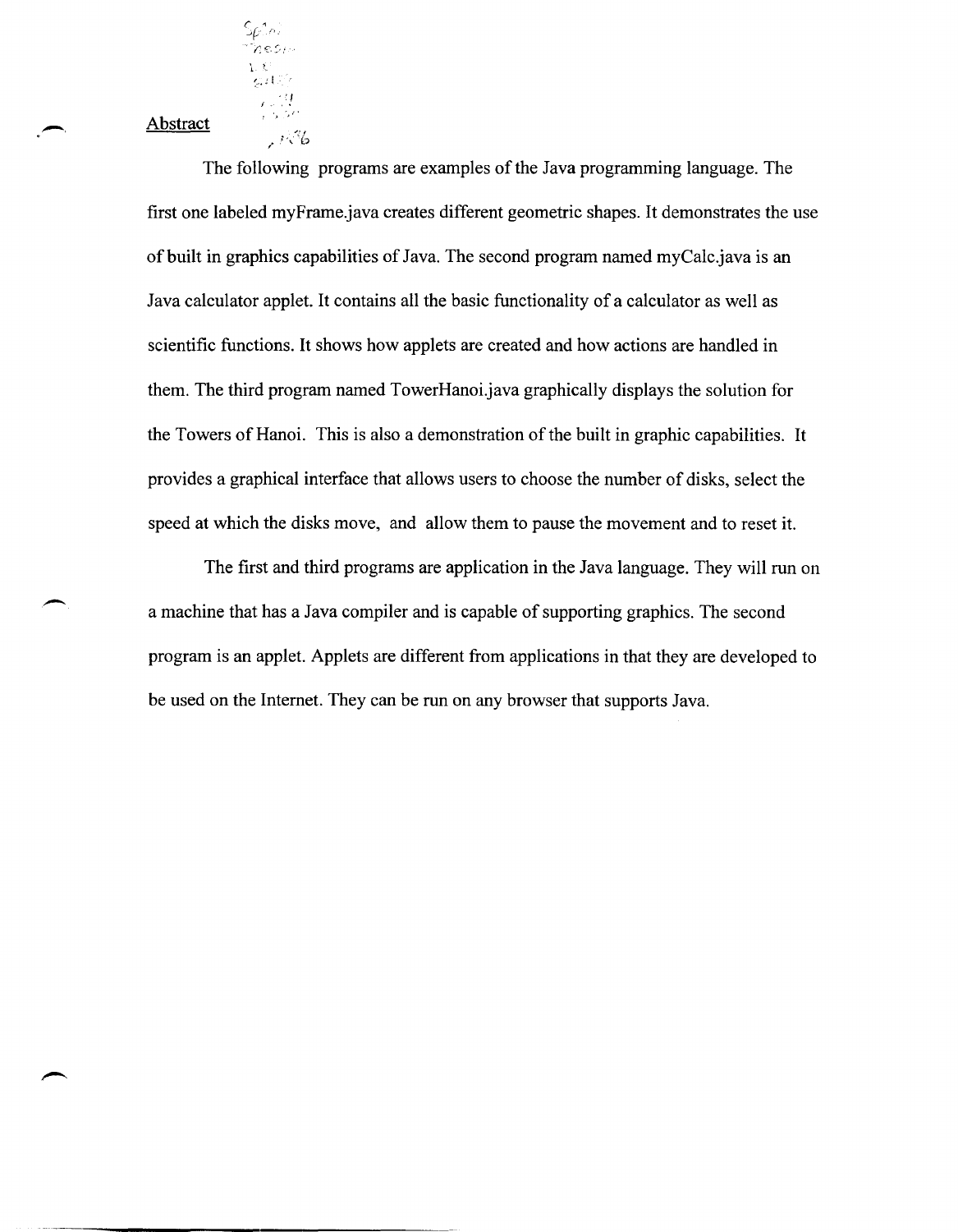## Abstract

The following programs are examples of the Java programming language. The first one labeled myFrame.java creates different geometric shapes. It demonstrates the use of built in graphics capabilities of Java. The second program named myCalc.java is an Java calculator applet. It contains all the basic functionality of a calculator as well as scientific functions. It shows how applets are created and how actions are handled in them. The third program named TowerHanoi.java graphically displays the solution for the Towers of Hanoi. This is also a demonstration of the built in graphic capabilities. It provides a graphical interface that allows users to choose the number of disks, select the speed at which the disks move, and allow them to pause the movement and to reset it.

The first and third programs are application in the Java language. They will run on a machine that has a Java compiler and is capable of supporting graphics. The second program is an applet. Applets are different from applications in that they are developed to be used on the Internet. They can be run on any browser that supports Java.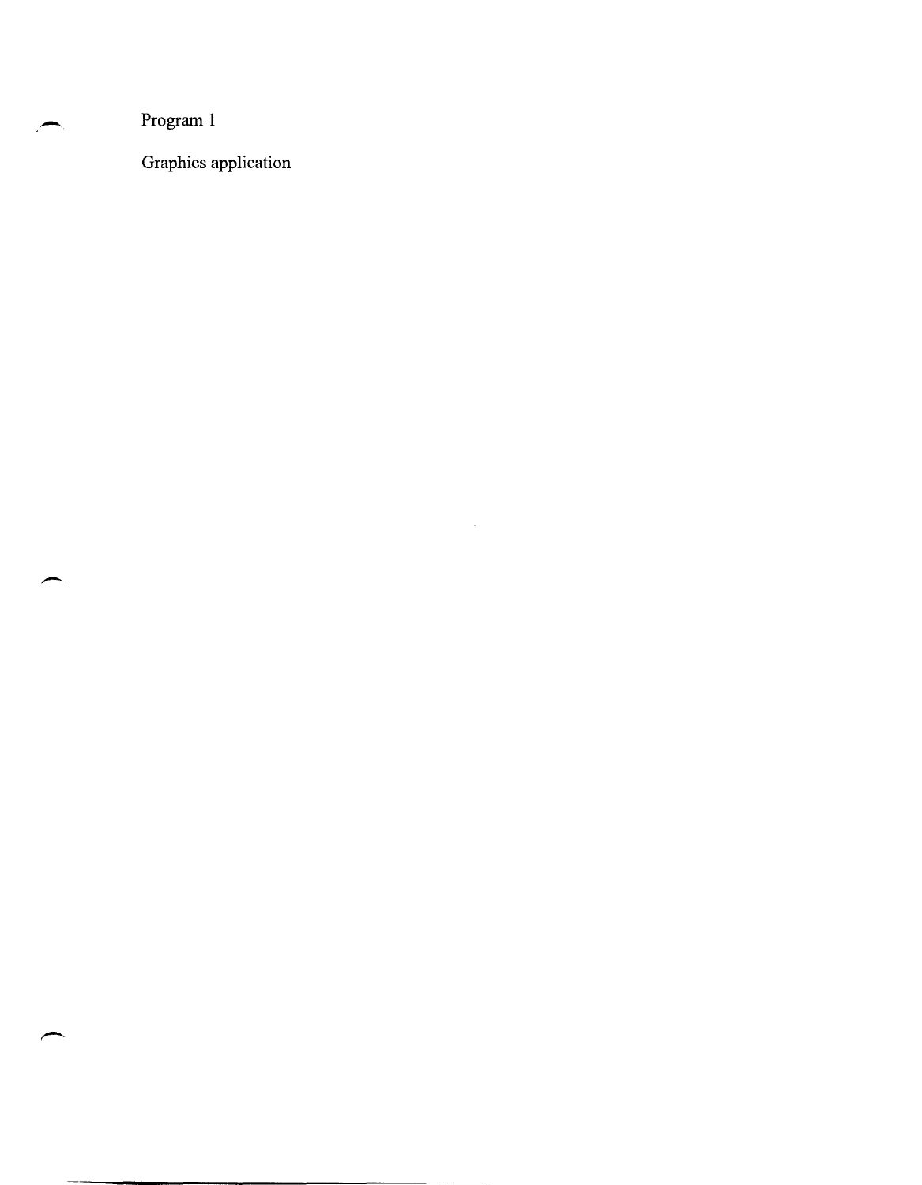Program 1

Graphics application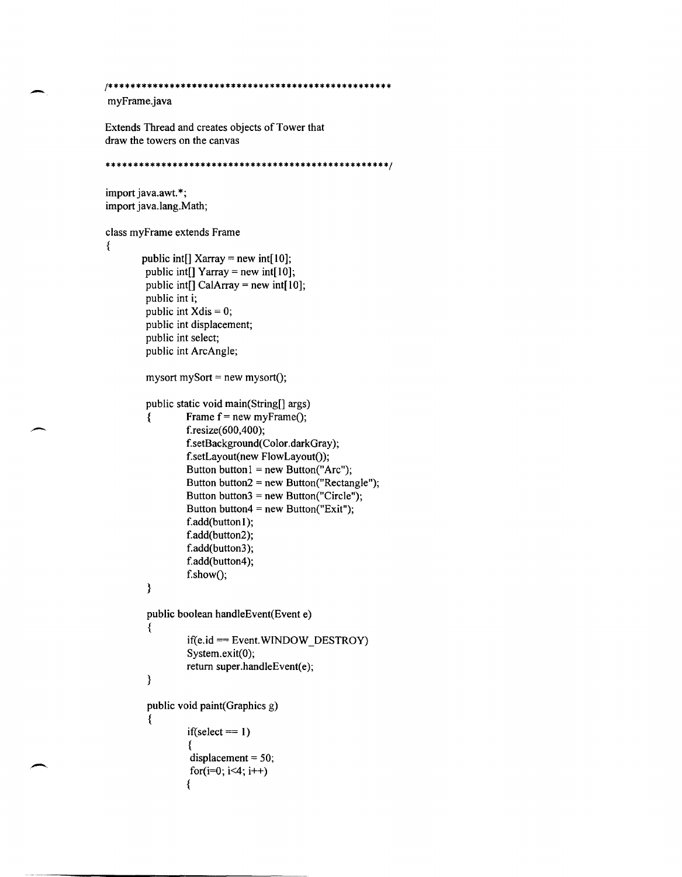```
/*************************************************
 myFrame.java

Extends Thread and creates objects of Tower that
draw the towers on the canvas

*************************************************/

import java.awt.*;
import java.lang.Math;

class myFrame extends Frame
{
        public int[] Xarray = new int[10];
        public int[] Yarray = new int[10];
        public int[] CalArray = new int[10];
        public int i;
        public int Xdis = 0;
        public int displacement;
        public int select;
        public int ArcAngle;

        mysort mySort = new mysort();

        public static void main(String[] args)
        {       Frame f = new myFrame();
                f.resize(600,400);
                f.setBackground(Color.darkGray);
                f.setLayout(new FlowLayout());
                Button button1 = new Button("Arc");
                Button button2 = new Button("Rectangle");
                Button button3 = new Button("Circle");
                Button button4 = new Button("Exit");
                f.add(button1);
                f.add(button2);
                f.add(button3);
                f.add(button4);
                f.show();
        }

        public boolean handleEvent(Event e)
        {
                if(e.id == Event.WINDOW_DESTROY)
                System.exit(0);
                return super.handleEvent(e);
        }

        public void paint(Graphics g)
        {
                if(select == 1)
                {
                 displacement = 50;
                 for(i=0; i<4; i++)
                {
```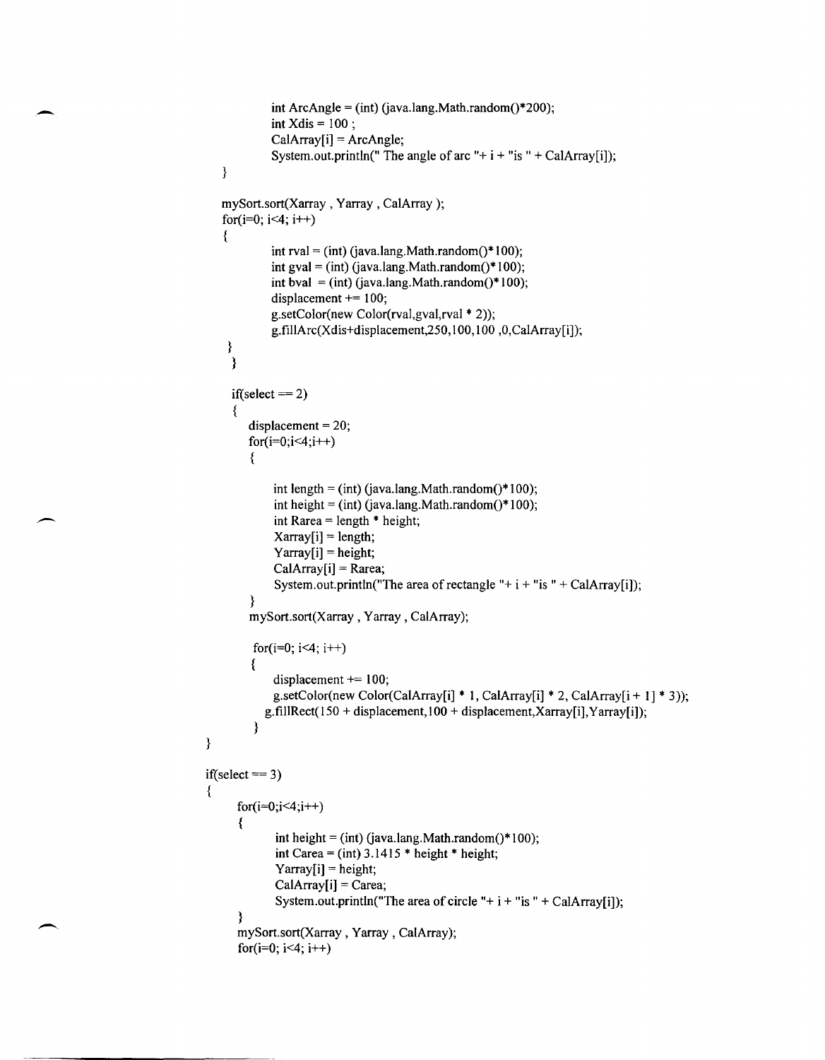```
                int ArcAngle = (int) (java.lang.Math.random()*200);
                int Xdis = 100 ;
                CalArray[i] = ArcAngle;
                System.out.println(" The angle of arc "+ i + "is " + CalArray[i]);
        }

        mySort.sort(Xarray , Yarray , CalArray );
        for(i=0; i<4; i++)
        {
                int rval = (int) (java.lang.Math.random()*100);
                int gval = (int) (java.lang.Math.random()*100);
                int bval  = (int) (java.lang.Math.random()*100);
                displacement += 100;
                g.setColor(new Color(rval,gval,rval * 2));
                g.fillArc(Xdis+displacement,250,100,100 ,0,CalArray[i]);
         }
          }

          if(select == 2)
          {
             displacement = 20;
             for(i=0;i<4;i++)
             {

                  int length = (int) (java.lang.Math.random()*100);
                  int height = (int) (java.lang.Math.random()*100);
                  int Rarea = length * height;
                  Xarray[i] = length;
                  Yarray[i] = height;
                  CalArray[i] = Rarea;
                  System.out.println("The area of rectangle "+ i + "is " + CalArray[i]);
             }
             mySort.sort(Xarray , Yarray , CalArray);

              for(i=0; i<4; i++)
             {
                  displacement += 100;
                  g.setColor(new Color(CalArray[i] * 1, CalArray[i] * 2, CalArray[i + 1] * 3));
                g.fillRect(150 + displacement,100 + displacement,Xarray[i],Yarray[i]);
              }
}

if(select == 3)
{
      for(i=0;i<4;i++)
      {
              int height = (int) (java.lang.Math.random()*100);
              int Carea = (int) 3.1415 * height * height;
              Yarray[i] = height;
              CalArray[i] = Carea;
              System.out.println("The area of circle "+ i + "is " + CalArray[i]);
      }
      mySort.sort(Xarray , Yarray , CalArray);
      for(i=0; i<4; i++)
```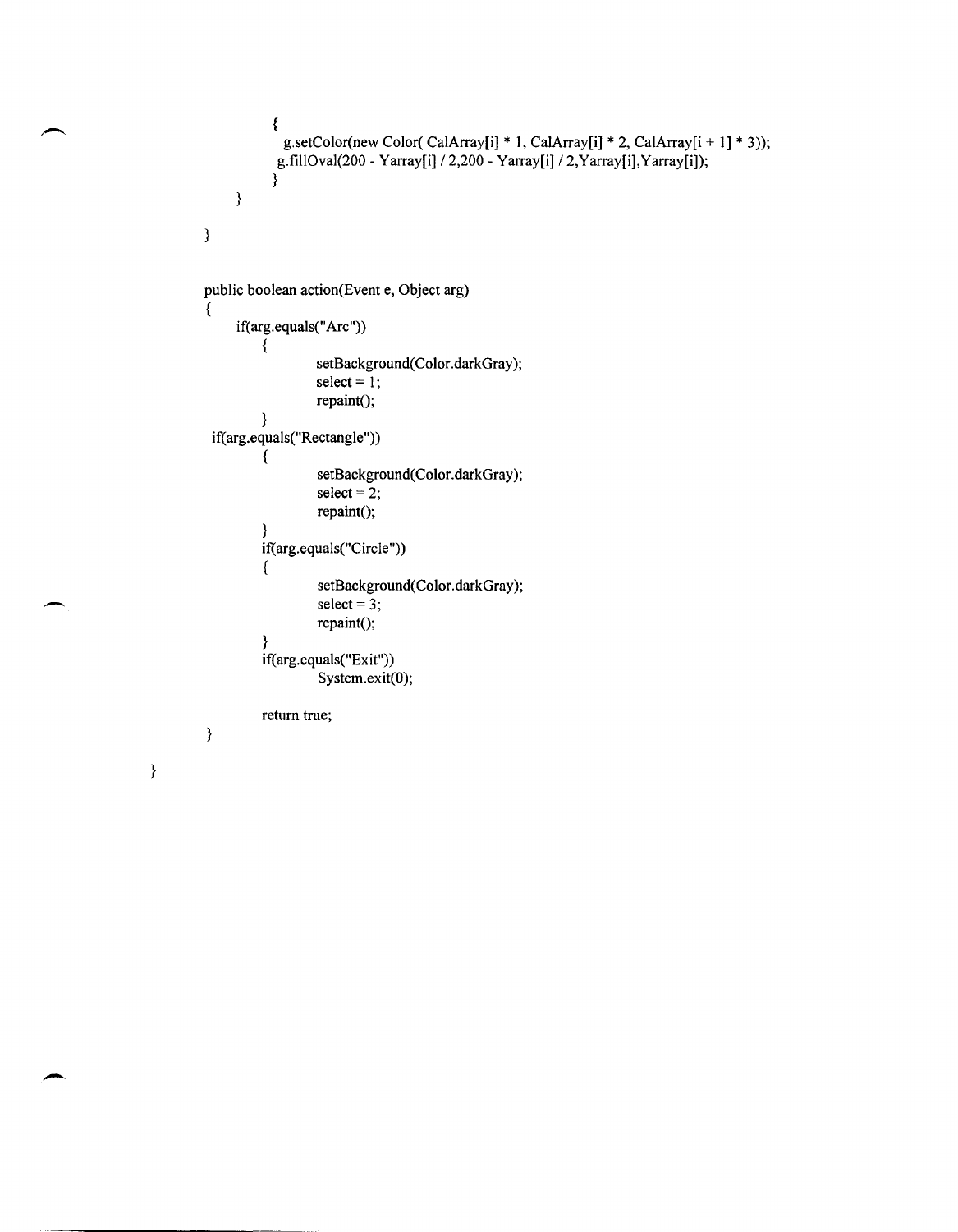```java
                {
                  g.setColor(new Color( CalArray[i] * 1, CalArray[i] * 2, CalArray[i + 1] * 3));
                 g.fillOval(200 - Yarray[i] / 2,200 - Yarray[i] / 2,Yarray[i],Yarray[i]);
                }
        }

    }


    public boolean action(Event e, Object arg)
    {
        if(arg.equals("Arc"))
            {
                    setBackground(Color.darkGray);
                    select = 1;
                    repaint();
            }
     if(arg.equals("Rectangle"))
            {
                    setBackground(Color.darkGray);
                    select = 2;
                    repaint();
            }
            if(arg.equals("Circle"))
            {
                    setBackground(Color.darkGray);
                    select = 3;
                    repaint();
            }
            if(arg.equals("Exit"))
                    System.exit(0);

            return true;
    }

}
```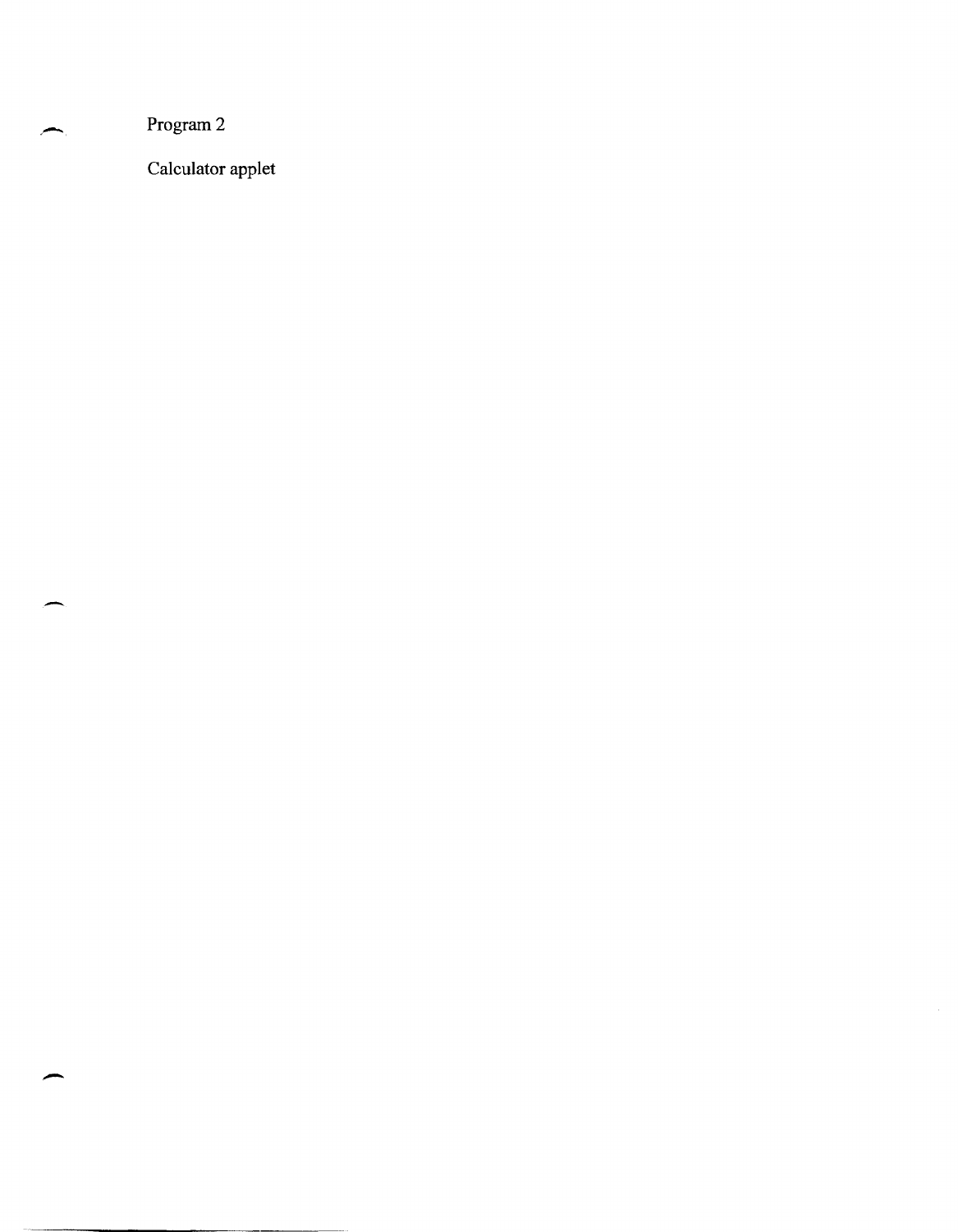Program 2

Calculator applet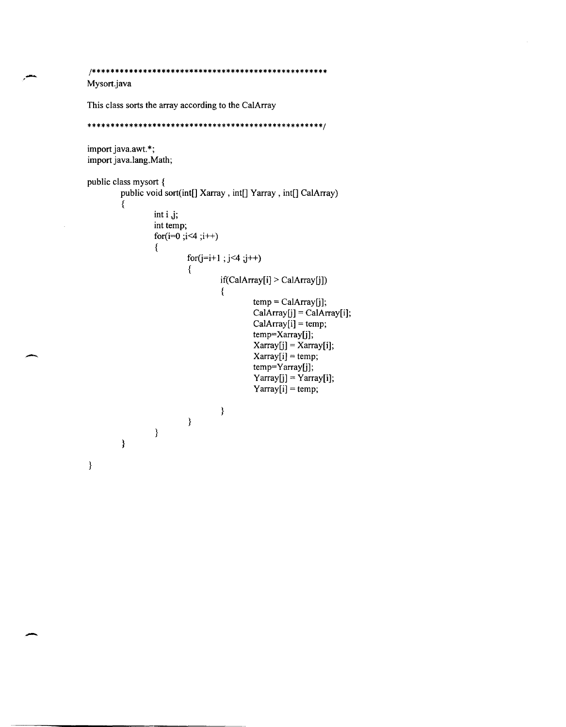```
/**************************************************
Mysort.java

This class sorts the array according to the CalArray

**************************************************/

import java.awt.*;
import java.lang.Math;

public class mysort {
        public void sort(int[] Xarray , int[] Yarray , int[] CalArray)
        {
                int i ,j;
                int temp;
                for(i=0 ;i<4 ;i++)
                {
                        for(j=i+1 ; j<4 ;j++)
                        {
                                if(CalArray[i] > CalArray[j])
                                {
                                        temp = CalArray[j];
                                        CalArray[j] = CalArray[i];
                                        CalArray[i] = temp;
                                        temp=Xarray[j];
                                        Xarray[j] = Xarray[i];
                                        Xarray[i] = temp;
                                        temp=Yarray[j];
                                        Yarray[j] = Yarray[i];
                                        Yarray[i] = temp;

                                }
                        }
                }
        }

}
```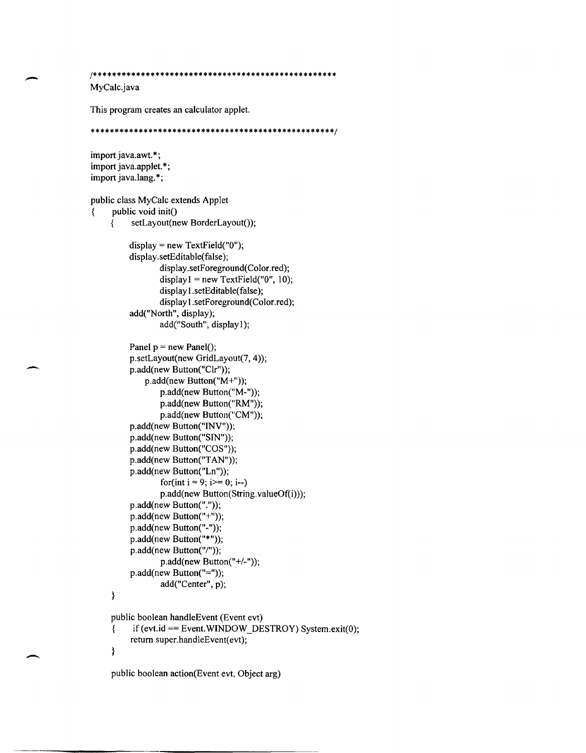```
/**************************************************
MyCalc.java

This program creates an calculator applet.

**************************************************/

import java.awt.*;
import java.applet.*;
import java.lang.*;

public class MyCalc extends Applet
{   public void init()
    {   setLayout(new BorderLayout());

        display = new TextField("0");
        display.setEditable(false);
                display.setForeground(Color.red);
                display1 = new TextField("0", 10);
                display1.setEditable(false);
                display1.setForeground(Color.red);
        add("North", display);
                add("South", display1);

        Panel p = new Panel();
        p.setLayout(new GridLayout(7, 4));
        p.add(new Button("Clr"));
            p.add(new Button("M+"));
                p.add(new Button("M-"));
                p.add(new Button("RM"));
                p.add(new Button("CM"));
        p.add(new Button("INV"));
        p.add(new Button("SIN"));
        p.add(new Button("COS"));
        p.add(new Button("TAN"));
        p.add(new Button("Ln"));
                for(int i = 9; i>= 0; i--)
                p.add(new Button(String.valueOf(i)));
        p.add(new Button("."));
        p.add(new Button("+"));
        p.add(new Button("-"));
        p.add(new Button("*"));
        p.add(new Button("/"));
                p.add(new Button("+/-"));
        p.add(new Button("="));
                add("Center", p);
    }

    public boolean handleEvent (Event evt)
    {   if (evt.id == Event.WINDOW_DESTROY) System.exit(0);
        return super.handleEvent(evt);
    }

    public boolean action(Event evt, Object arg)
```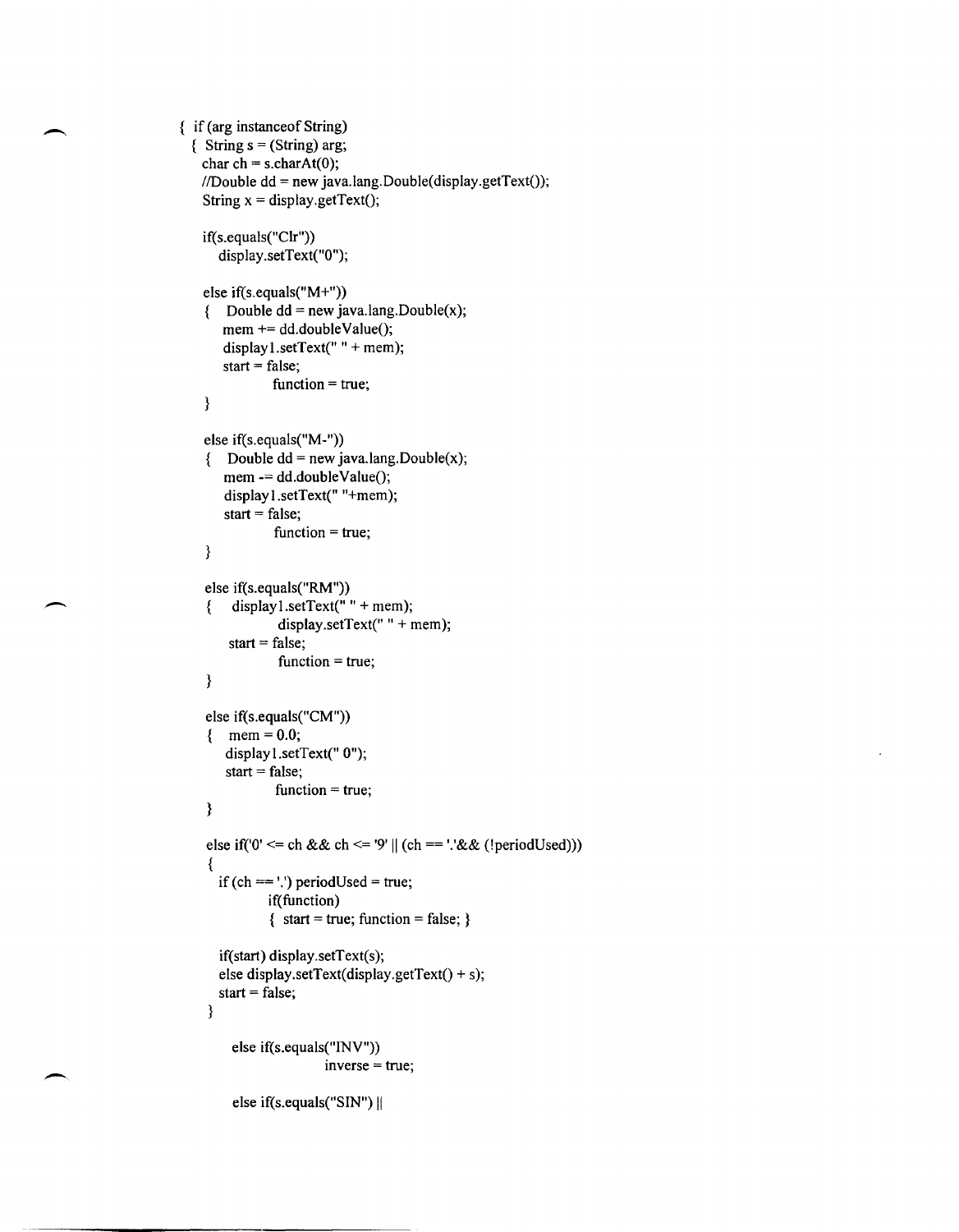```
{ if (arg instanceof String)
  { String s = (String) arg;
    char ch = s.charAt(0);
    //Double dd = new java.lang.Double(display.getText());
    String x = display.getText();

    if(s.equals("Clr"))
       display.setText("0");

    else if(s.equals("M+"))
    {   Double dd = new java.lang.Double(x);
        mem += dd.doubleValue();
        display1.setText(" " + mem);
        start = false;
                function = true;
    }

    else if(s.equals("M-"))
    {   Double dd = new java.lang.Double(x);
        mem -= dd.doubleValue();
        display1.setText(" "+mem);
        start = false;
                function = true;
    }

    else if(s.equals("RM"))
    {    display1.setText(" " + mem);
                display.setText(" " + mem);
         start = false;
                function = true;
    }

    else if(s.equals("CM"))
    {   mem = 0.0;
        display1.setText(" 0");
        start = false;
                function = true;
    }

    else if('0' <= ch && ch <= '9' || (ch == '.'&& (!periodUsed)))
    {
      if (ch == '.') periodUsed = true;
              if(function)
              { start = true; function = false; }

      if(start) display.setText(s);
      else display.setText(display.getText() + s);
      start = false;
    }

        else if(s.equals("INV"))
                    inverse = true;

        else if(s.equals("SIN") ||
```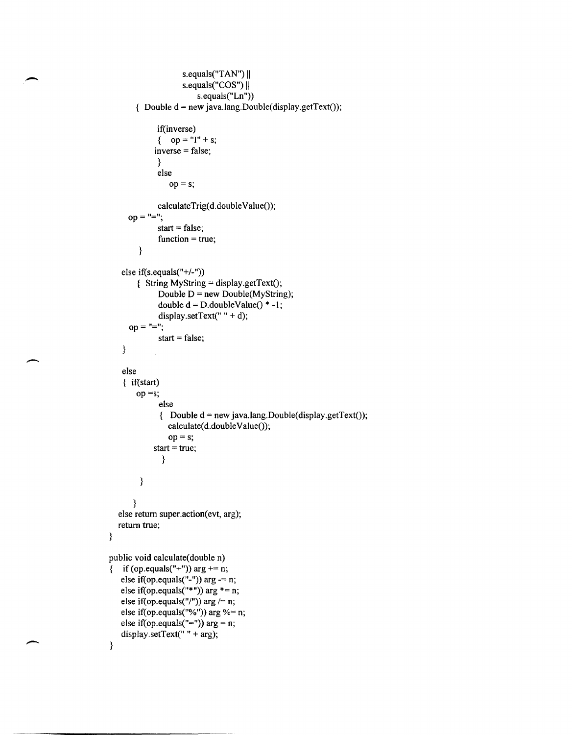```
                    s.equals("TAN") ||
                    s.equals("COS") ||
                        s.equals("Ln"))
        { Double d = new java.lang.Double(display.getText());

              if(inverse)
              {   op = "I" + s;
              inverse = false;
              }
              else
                  op = s;

              calculateTrig(d.doubleValue());
    op = "=";
              start = false;
              function = true;
        }

    else if(s.equals("+/-"))
        { String MyString = display.getText();
              Double D = new Double(MyString);
              double d = D.doubleValue() * -1;
              display.setText(" " + d);
    op = "=";
              start = false;
    }

    else
    { if(start)
        op =s;
              else
              {  Double d = new java.lang.Double(display.getText());
                 calculate(d.doubleValue());
                 op = s;
              start = true;
                }

        }

      }
   else return super.action(evt, arg);
   return true;
}

public void calculate(double n)
{   if (op.equals("+")) arg += n;
    else if(op.equals("-")) arg -= n;
    else if(op.equals("*")) arg *= n;
    else if(op.equals("/")) arg /= n;
    else if(op.equals("%")) arg %= n;
    else if(op.equals("=")) arg = n;
    display.setText(" " + arg);
}
```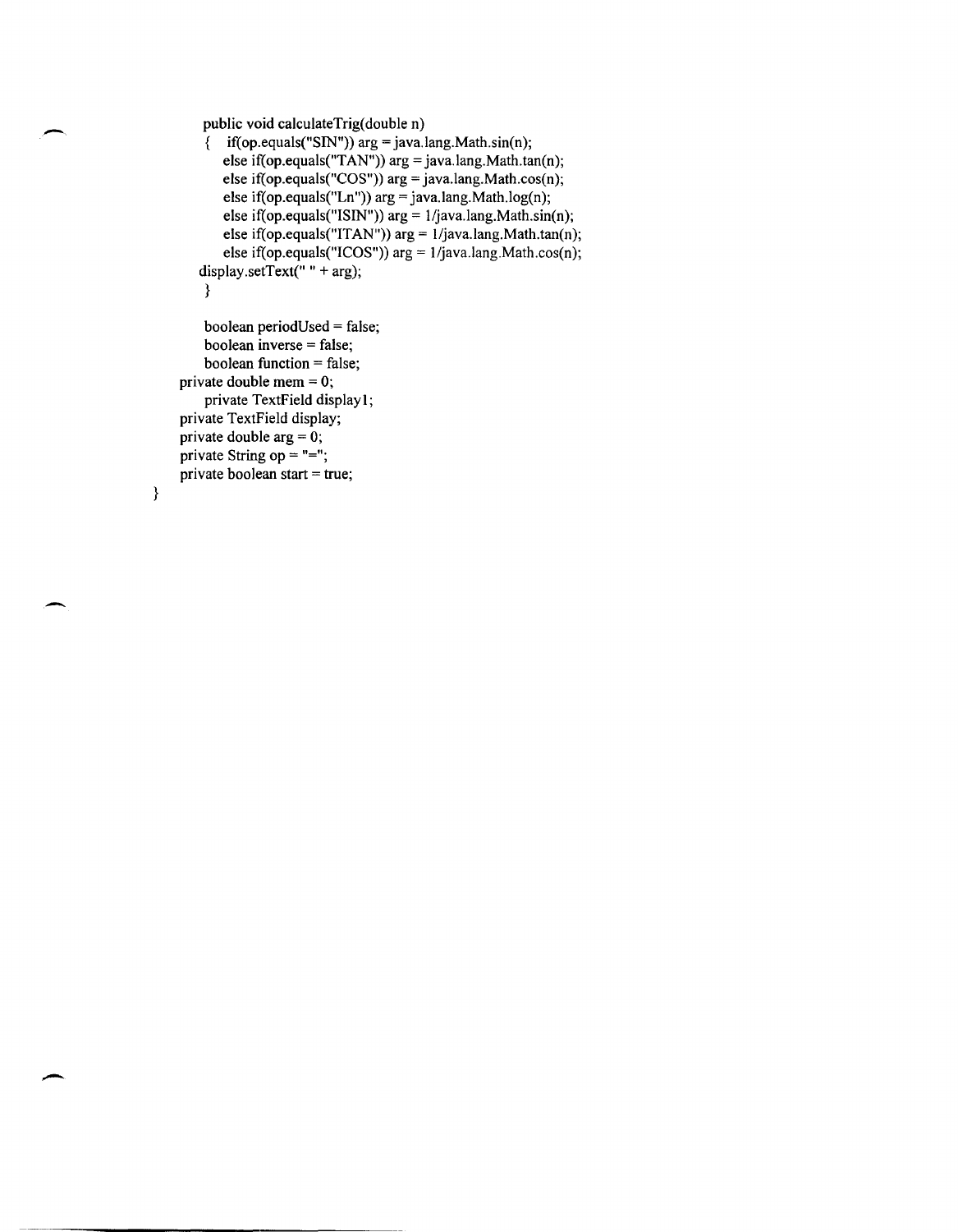```java
        public void calculateTrig(double n)
        {   if(op.equals("SIN")) arg = java.lang.Math.sin(n);
            else if(op.equals("TAN")) arg = java.lang.Math.tan(n);
            else if(op.equals("COS")) arg = java.lang.Math.cos(n);
            else if(op.equals("Ln")) arg = java.lang.Math.log(n);
            else if(op.equals("ISIN")) arg = 1/java.lang.Math.sin(n);
            else if(op.equals("ITAN")) arg = 1/java.lang.Math.tan(n);
            else if(op.equals("ICOS")) arg = 1/java.lang.Math.cos(n);
        display.setText(" " + arg);
        }

        boolean periodUsed = false;
        boolean inverse = false;
        boolean function = false;
    private double mem = 0;
        private TextField display1;
    private TextField display;
    private double arg = 0;
    private String op = "=";
    private boolean start = true;
}
```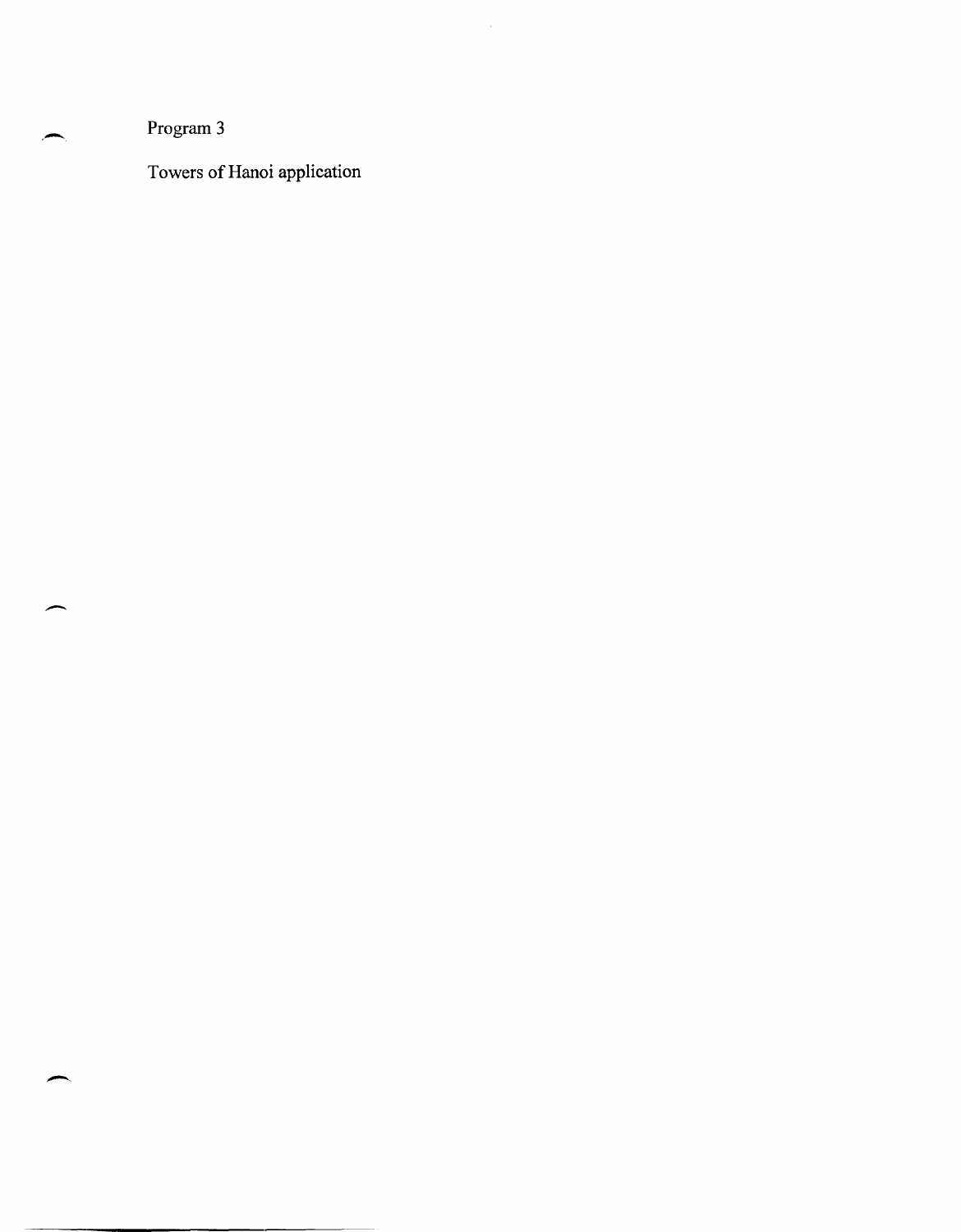Program 3

Towers of Hanoi application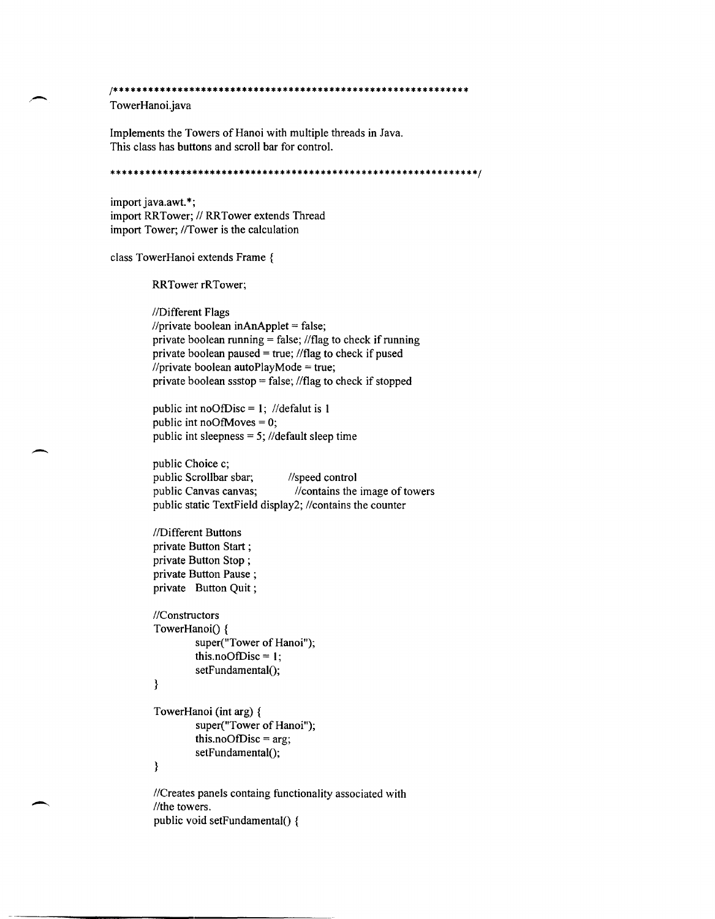```java
/************************************************************
TowerHanoi.java

Implements the Towers of Hanoi with multiple threads in Java.
This class has buttons and scroll bar for control.

*************************************************************/

import java.awt.*;
import RRTower; // RRTower extends Thread
import Tower; //Tower is the calculation

class TowerHanoi extends Frame {

        RRTower rRTower;

        //Different Flags
        //private boolean inAnApplet = false;
        private boolean running = false; //flag to check if running
        private boolean paused = true; //flag to check if pused
        //private boolean autoPlayMode = true;
        private boolean ssstop = false; //flag to check if stopped

        public int noOfDisc = 1;  //defalut is 1
        public int noOfMoves = 0;
        public int sleepness = 5; //default sleep time

        public Choice c;
        public Scrollbar sbar;          //speed control
        public Canvas canvas;           //contains the image of towers
        public static TextField display2; //contains the counter

        //Different Buttons
        private Button Start ;
        private Button Stop ;
        private Button Pause ;
        private   Button Quit ;

        //Constructors
        TowerHanoi() {
                super("Tower of Hanoi");
                this.noOfDisc = 1;
                setFundamental();
        }

        TowerHanoi (int arg) {
                super("Tower of Hanoi");
                this.noOfDisc = arg;
                setFundamental();
        }

        //Creates panels containg functionality associated with
        //the towers.
        public void setFundamental() {
```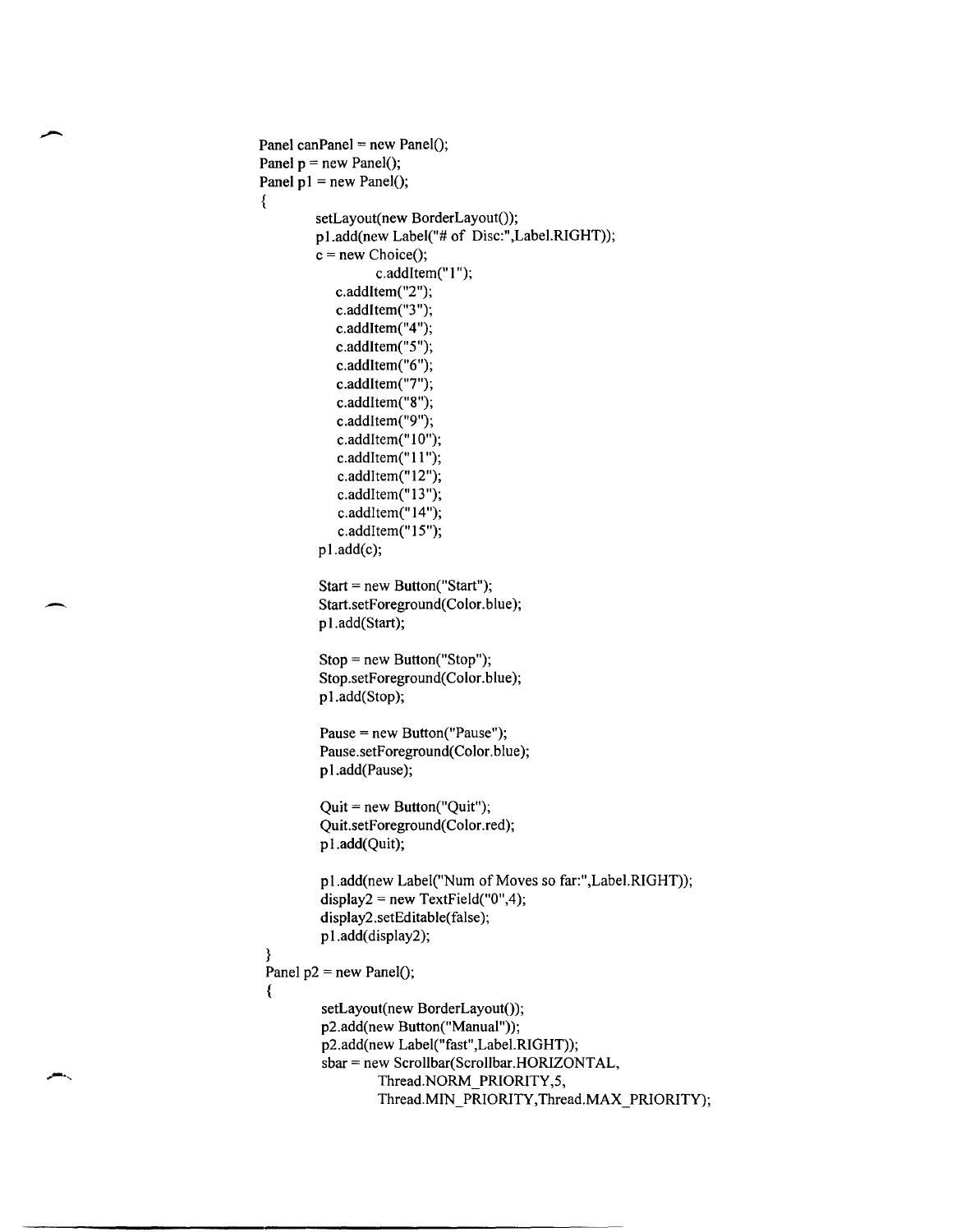```
Panel canPanel = new Panel();
Panel p = new Panel();
Panel p1 = new Panel();
{
        setLayout(new BorderLayout());
        p1.add(new Label("# of  Disc:",Label.RIGHT));
        c = new Choice();
                c.addItem("1");
           c.addItem("2");
           c.addItem("3");
           c.addItem("4");
           c.addItem("5");
           c.addItem("6");
           c.addItem("7");
           c.addItem("8");
           c.addItem("9");
           c.addItem("10");
           c.addItem("11");
           c.addItem("12");
           c.addItem("13");
           c.addItem("14");
           c.addItem("15");
        p1.add(c);

        Start = new Button("Start");
        Start.setForeground(Color.blue);
        p1.add(Start);

        Stop = new Button("Stop");
        Stop.setForeground(Color.blue);
        p1.add(Stop);

        Pause = new Button("Pause");
        Pause.setForeground(Color.blue);
        p1.add(Pause);

        Quit = new Button("Quit");
        Quit.setForeground(Color.red);
        p1.add(Quit);

        p1.add(new Label("Num of Moves so far:",Label.RIGHT));
        display2 = new TextField("0",4);
        display2.setEditable(false);
        p1.add(display2);
}
Panel p2 = new Panel();
{
        setLayout(new BorderLayout());
        p2.add(new Button("Manual"));
        p2.add(new Label("fast",Label.RIGHT));
        sbar = new Scrollbar(Scrollbar.HORIZONTAL,
                Thread.NORM_PRIORITY,5,
                Thread.MIN_PRIORITY,Thread.MAX_PRIORITY);
```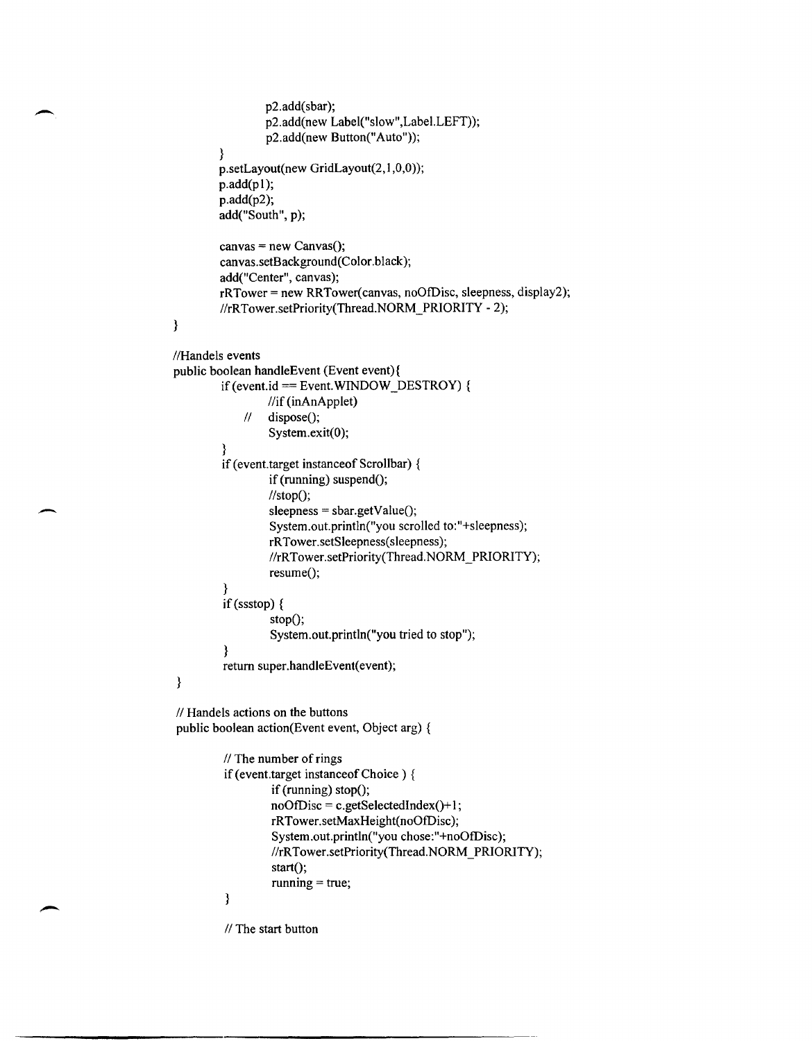```
                p2.add(sbar);
                p2.add(new Label("slow",Label.LEFT));
                p2.add(new Button("Auto"));
        }
        p.setLayout(new GridLayout(2,1,0,0));
        p.add(p1);
        p.add(p2);
        add("South", p);

        canvas = new Canvas();
        canvas.setBackground(Color.black);
        add("Center", canvas);
        rRTower = new RRTower(canvas, noOfDisc, sleepness, display2);
        //rRTower.setPriority(Thread.NORM_PRIORITY - 2);
}

//Handels events
public boolean handleEvent (Event event){
        if (event.id == Event.WINDOW_DESTROY) {
                //if (inAnApplet)
            //  dispose();
                System.exit(0);
        }
        if (event.target instanceof Scrollbar) {
                if (running) suspend();
                //stop();
                sleepness = sbar.getValue();
                System.out.println("you scrolled to:"+sleepness);
                rRTower.setSleepness(sleepness);
                //rRTower.setPriority(Thread.NORM_PRIORITY);
                resume();
        }
        if (ssstop) {
                stop();
                System.out.println("you tried to stop");
        }
        return super.handleEvent(event);
}

// Handels actions on the buttons
public boolean action(Event event, Object arg) {

        // The number of rings
        if (event.target instanceof Choice ) {
                if (running) stop();
                noOfDisc = c.getSelectedIndex()+1;
                rRTower.setMaxHeight(noOfDisc);
                System.out.println("you chose:"+noOfDisc);
                //rRTower.setPriority(Thread.NORM_PRIORITY);
                start();
                running = true;
        }

        // The start button
```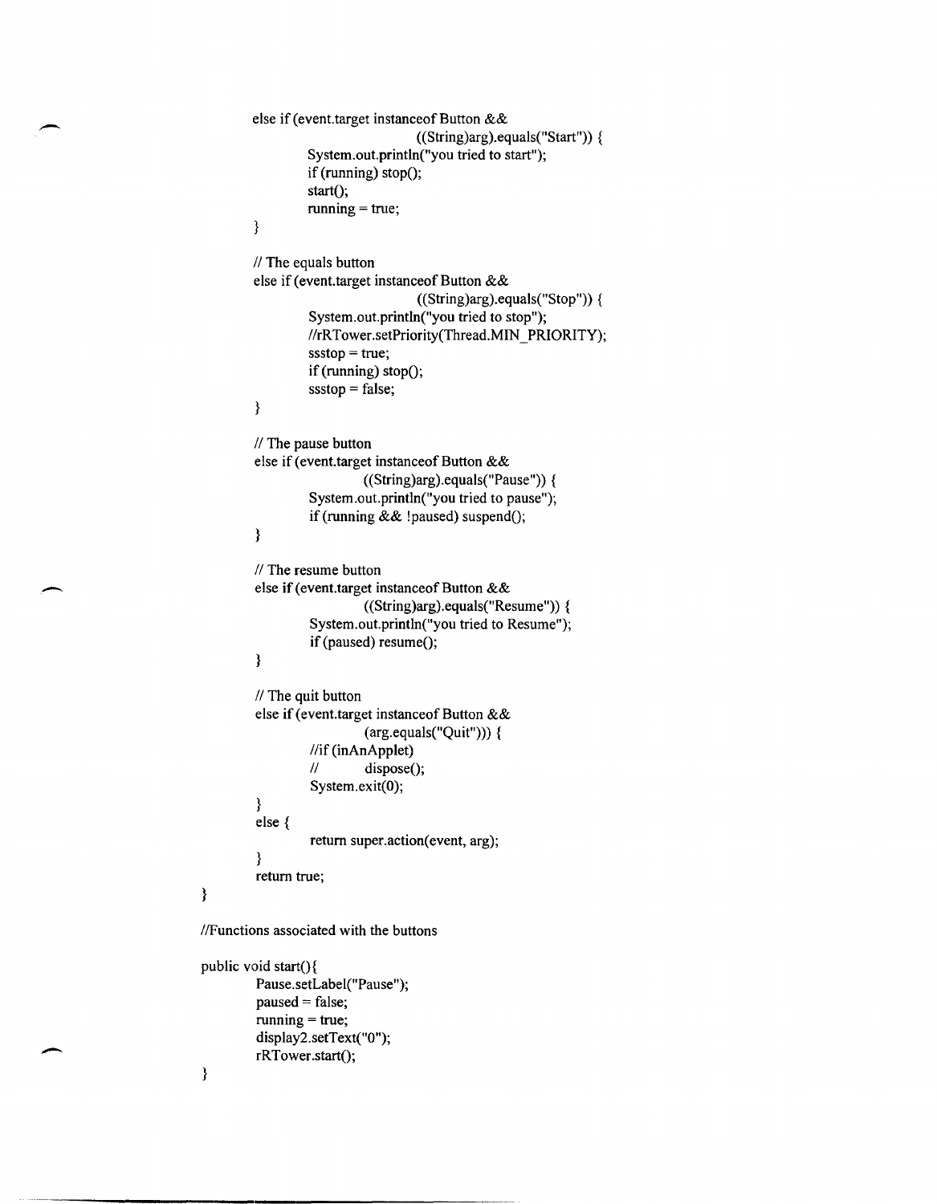```
        else if (event.target instanceof Button &&
                                ((String)arg).equals("Start")) {
                System.out.println("you tried to start");
                if (running) stop();
                start();
                running = true;
        }

        // The equals button
        else if (event.target instanceof Button &&
                                ((String)arg).equals("Stop")) {
                System.out.println("you tried to stop");
                //rRTower.setPriority(Thread.MIN_PRIORITY);
                ssstop = true;
                if (running) stop();
                ssstop = false;
        }

        // The pause button
        else if (event.target instanceof Button &&
                        ((String)arg).equals("Pause")) {
                System.out.println("you tried to pause");
                if (running && !paused) suspend();
        }

        // The resume button
        else if (event.target instanceof Button &&
                        ((String)arg).equals("Resume")) {
                System.out.println("you tried to Resume");
                if (paused) resume();
        }

        // The quit button
        else if (event.target instanceof Button &&
                        (arg.equals("Quit"))) {
                //if (inAnApplet)
                //        dispose();
                System.exit(0);
        }
        else {
                return super.action(event, arg);
        }
        return true;
}

//Functions associated with the buttons

public void start(){
        Pause.setLabel("Pause");
        paused = false;
        running = true;
        display2.setText("0");
        rRTower.start();
}
```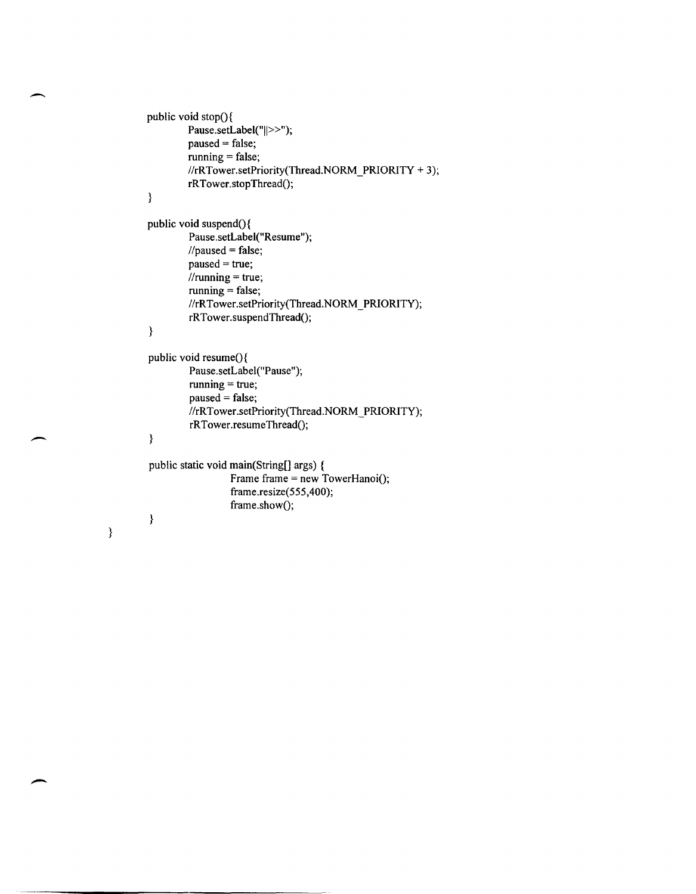```java
    public void stop(){
        Pause.setLabel("||>>");
        paused = false;
        running = false;
        //rRTower.setPriority(Thread.NORM_PRIORITY + 3);
        rRTower.stopThread();
    }

    public void suspend(){
        Pause.setLabel("Resume");
        //paused = false;
        paused = true;
        //running = true;
        running = false;
        //rRTower.setPriority(Thread.NORM_PRIORITY);
        rRTower.suspendThread();
    }

    public void resume(){
        Pause.setLabel("Pause");
        running = true;
        paused = false;
        //rRTower.setPriority(Thread.NORM_PRIORITY);
        rRTower.resumeThread();
    }

    public static void main(String[] args) {
            Frame frame = new TowerHanoi();
            frame.resize(555,400);
            frame.show();
    }
}
```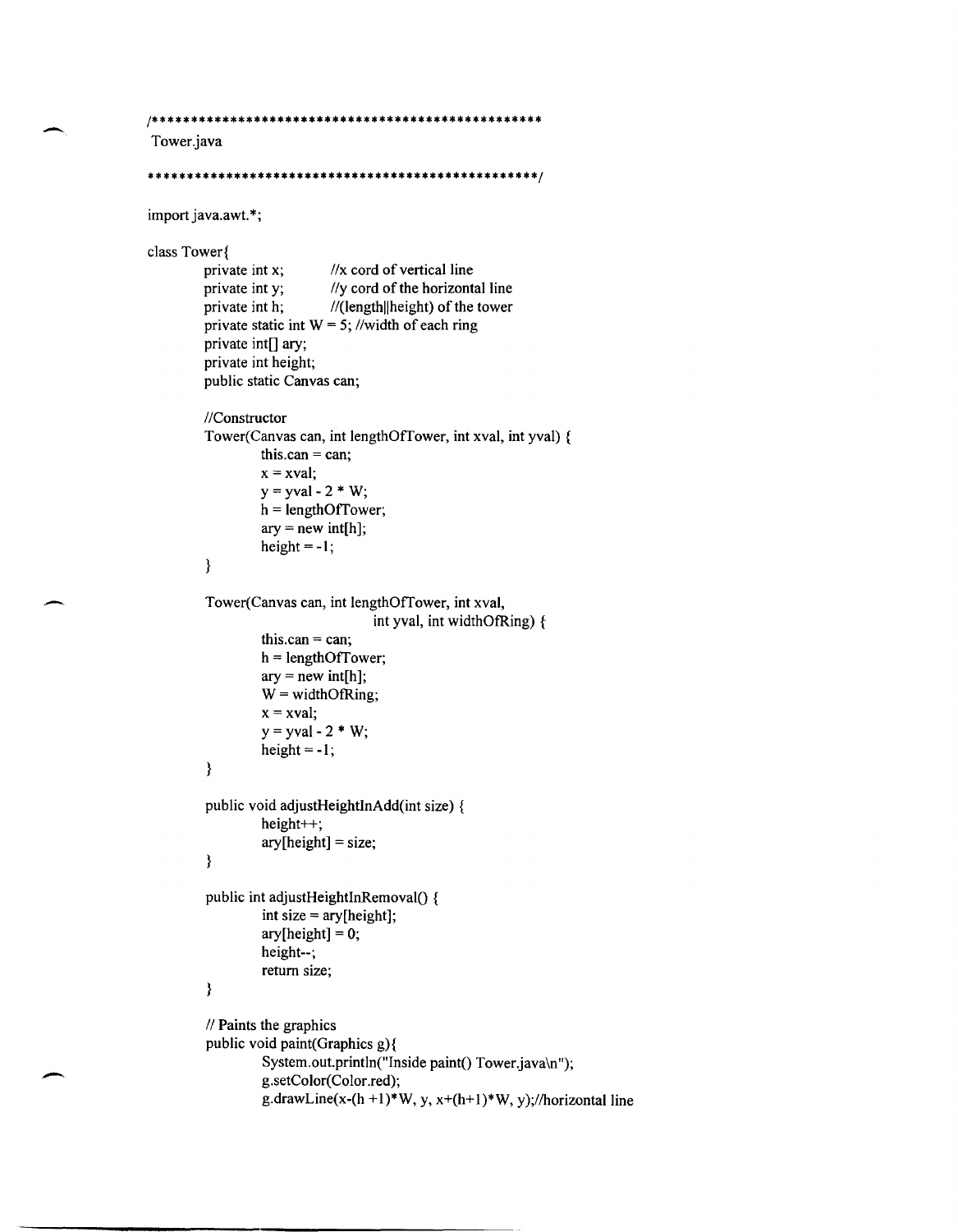```java
/***************************************************
 Tower.java

***************************************************/

import java.awt.*;

class Tower{
	private int x;		//x cord of vertical line
	private int y;		//y cord of the horizontal line
	private int h;		//(length||height) of the tower
	private static int W = 5; //width of each ring
	private int[] ary;
	private int height;
	public static Canvas can;

	//Constructor
	Tower(Canvas can, int lengthOfTower, int xval, int yval) {
		this.can = can;
		x = xval;
		y = yval - 2 * W;
		h = lengthOfTower;
		ary = new int[h];
		height = -1;
	}

	Tower(Canvas can, int lengthOfTower, int xval,
				int yval, int widthOfRing) {
		this.can = can;
		h = lengthOfTower;
		ary = new int[h];
		W = widthOfRing;
		x = xval;
		y = yval - 2 * W;
		height = -1;
	}

	public void adjustHeightInAdd(int size) {
		height++;
		ary[height] = size;
	}

	public int adjustHeightInRemoval() {
		int size = ary[height];
		ary[height] = 0;
		height--;
		return size;
	}

	// Paints the graphics
	public void paint(Graphics g){
		System.out.println("Inside paint() Tower.java\n");
		g.setColor(Color.red);
		g.drawLine(x-(h +1)*W, y, x+(h+1)*W, y);//horizontal line
```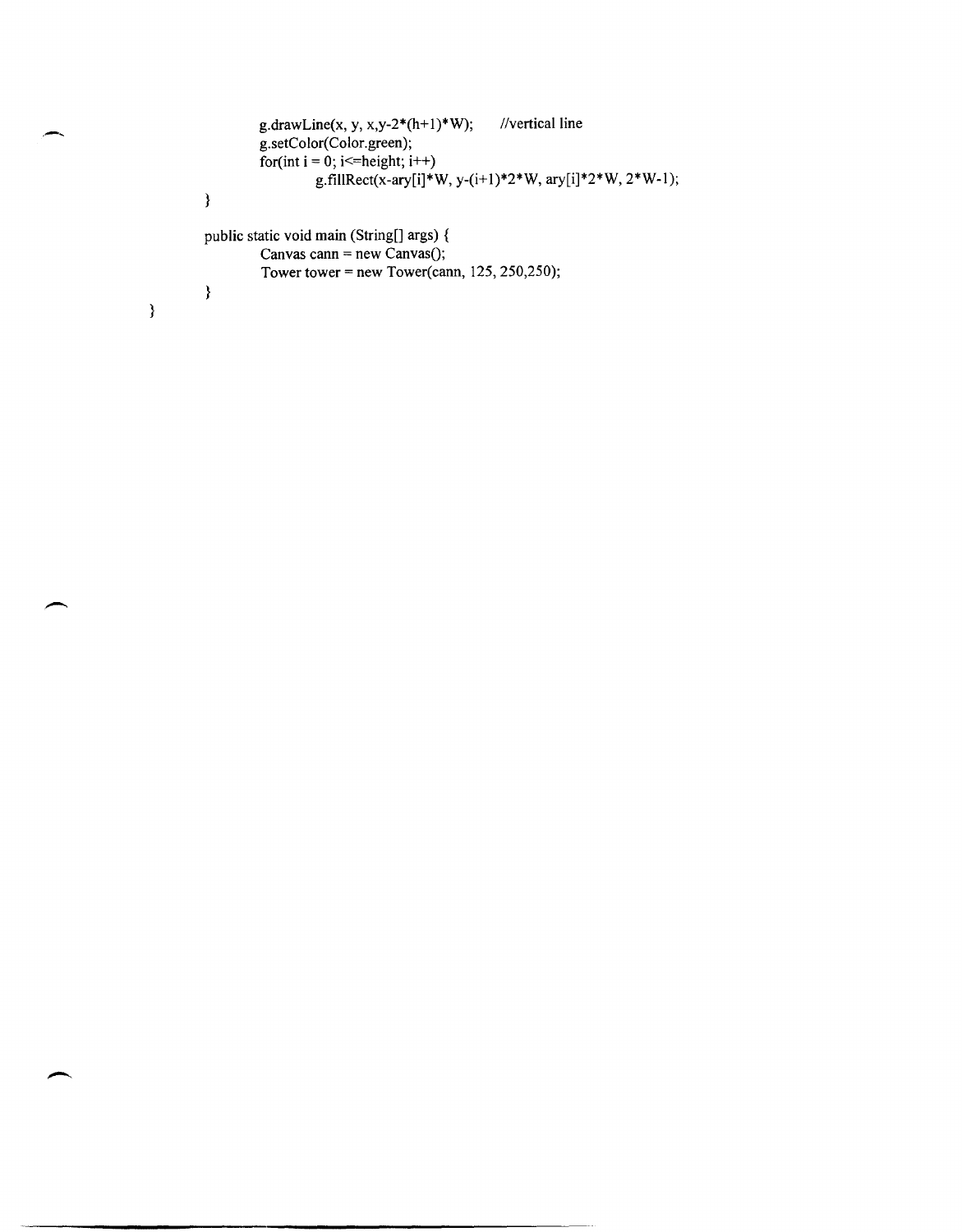```
            g.drawLine(x, y, x,y-2*(h+1)*W);      //vertical line
            g.setColor(Color.green);
            for(int i = 0; i<=height; i++)
                g.fillRect(x-ary[i]*W, y-(i+1)*2*W, ary[i]*2*W, 2*W-1);
        }

        public static void main (String[] args) {
            Canvas cann = new Canvas();
            Tower tower = new Tower(cann, 125, 250,250);
        }
}
```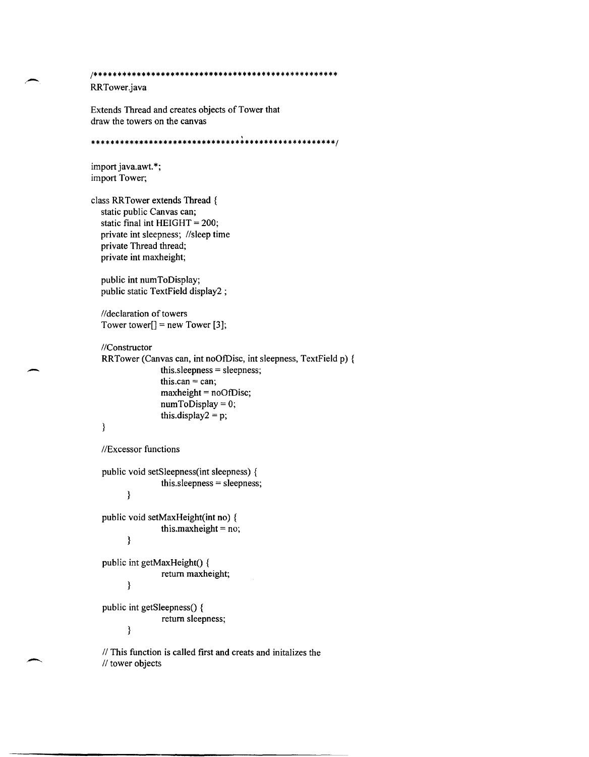```java
/**************************************************
RRTower.java

Extends Thread and creates objects of Tower that
draw the towers on the canvas

**************************************************/

import java.awt.*;
import Tower;

class RRTower extends Thread {
   static public Canvas can;
   static final int HEIGHT = 200;
   private int sleepness; //sleep time
   private Thread thread;
   private int maxheight;

   public int numToDisplay;
   public static TextField display2 ;

   //declaration of towers
   Tower tower[] = new Tower [3];

   //Constructor
   RRTower (Canvas can, int noOfDisc, int sleepness, TextField p) {
                 this.sleepness = sleepness;
                 this.can = can;
                 maxheight = noOfDisc;
                 numToDisplay = 0;
                 this.display2 = p;
   }

   //Excessor functions

   public void setSleepness(int sleepness) {
                 this.sleepness = sleepness;
         }

   public void setMaxHeight(int no) {
                 this.maxheight = no;
         }

   public int getMaxHeight() {
                 return maxheight;
         }

   public int getSleepness() {
                 return sleepness;
         }

   // This function is called first and creats and initalizes the
   // tower objects
```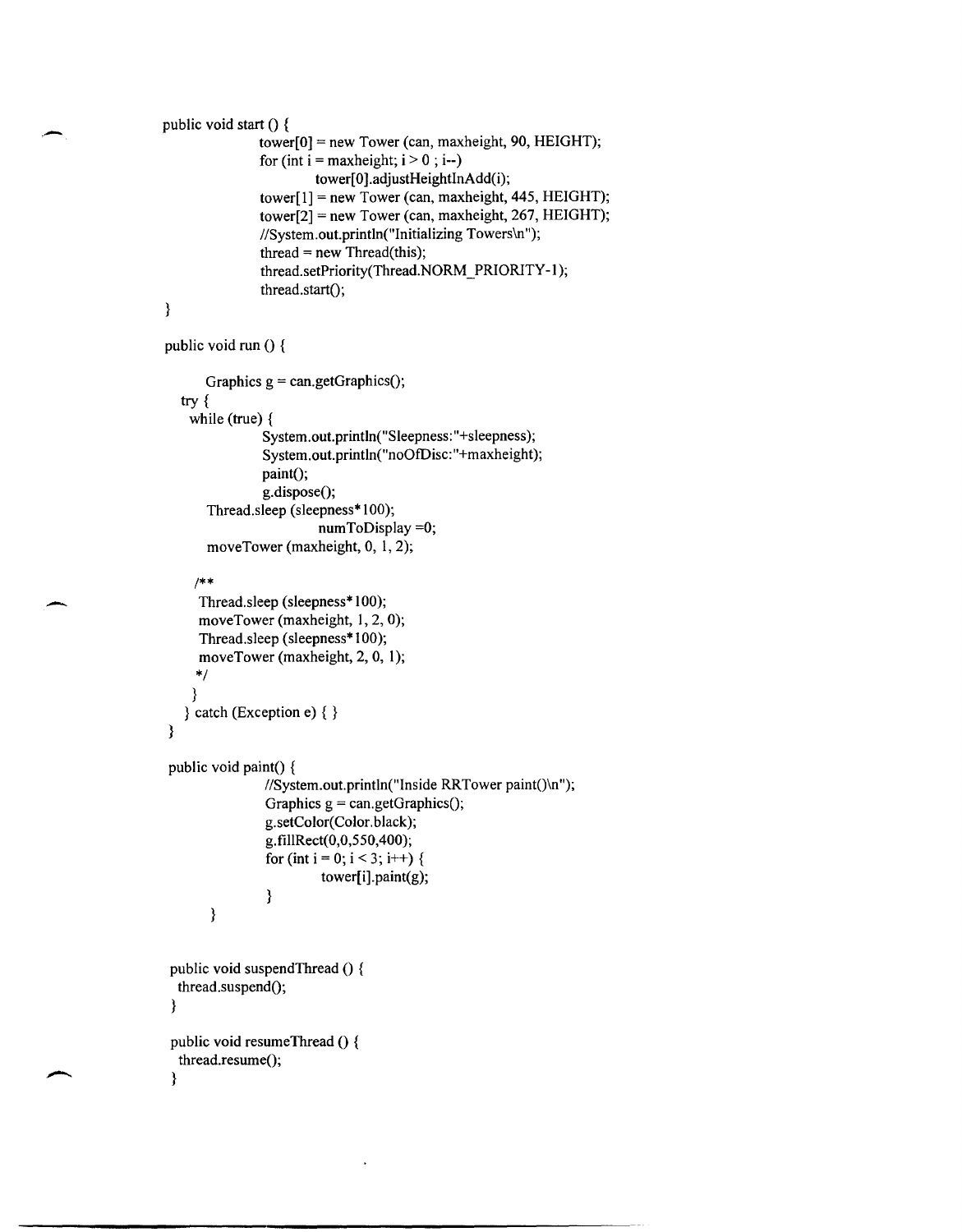```java
public void start () {
            tower[0] = new Tower (can, maxheight, 90, HEIGHT);
            for (int i = maxheight; i > 0 ; i--)
                    tower[0].adjustHeightInAdd(i);
            tower[1] = new Tower (can, maxheight, 445, HEIGHT);
            tower[2] = new Tower (can, maxheight, 267, HEIGHT);
            //System.out.println("Initializing Towers\n");
            thread = new Thread(this);
            thread.setPriority(Thread.NORM_PRIORITY-1);
            thread.start();
}

public void run () {

      Graphics g = can.getGraphics();
   try {
     while (true) {
            System.out.println("Sleepness:"+sleepness);
            System.out.println("noOfDisc:"+maxheight);
            paint();
            g.dispose();
       Thread.sleep (sleepness*100);
                  numToDisplay =0;
       moveTower (maxheight, 0, 1, 2);

     /**
      Thread.sleep (sleepness*100);
      moveTower (maxheight, 1, 2, 0);
      Thread.sleep (sleepness*100);
      moveTower (maxheight, 2, 0, 1);
     */
     }
   } catch (Exception e) { }
}

 public void paint() {
            //System.out.println("Inside RRTower paint()\n");
            Graphics g = can.getGraphics();
            g.setColor(Color.black);
            g.fillRect(0,0,550,400);
            for (int i = 0; i < 3; i++) {
                    tower[i].paint(g);
            }
      }


 public void suspendThread () {
  thread.suspend();
 }

 public void resumeThread () {
  thread.resume();
 }
```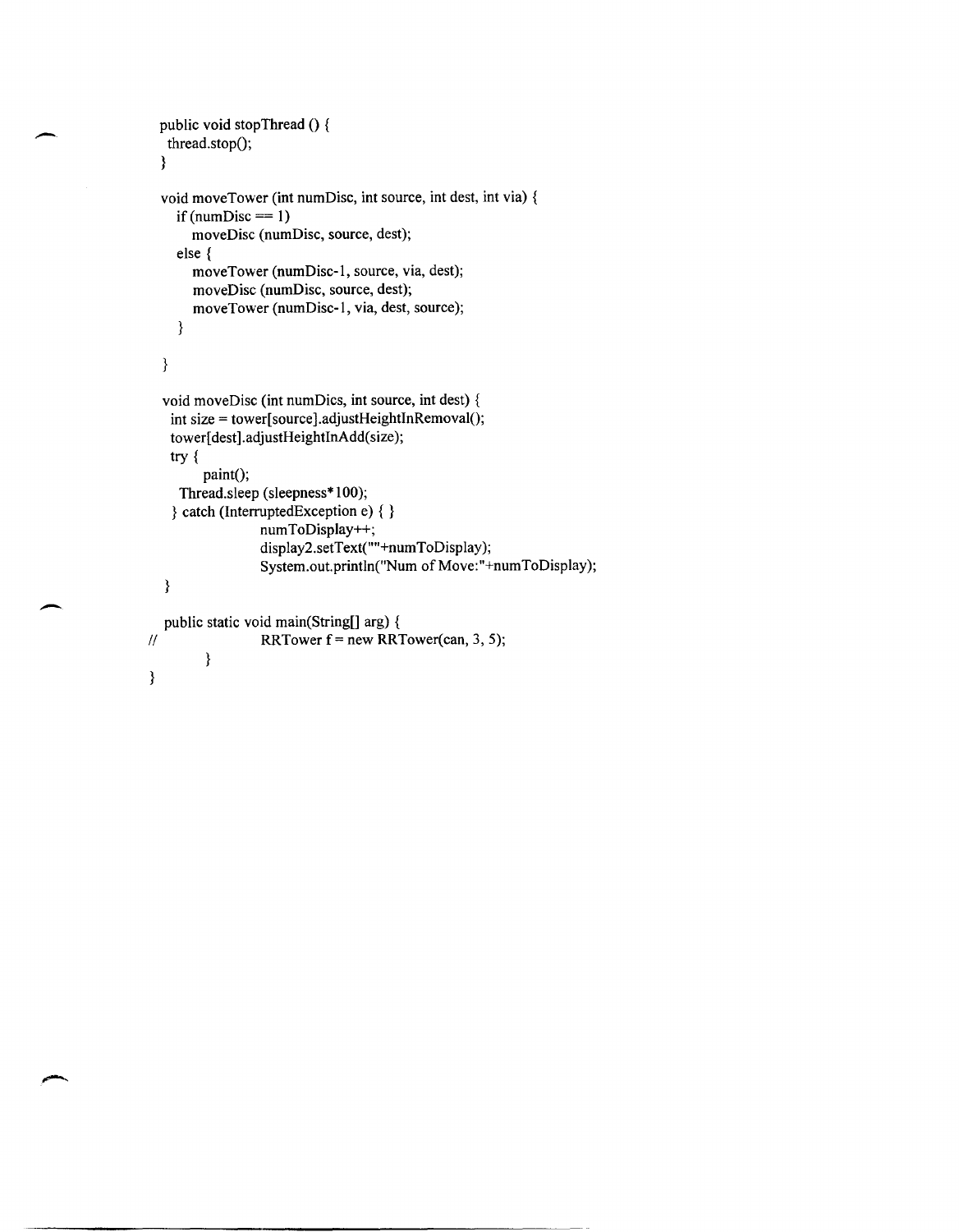```
  public void stopThread () {
   thread.stop();
  }

  void moveTower (int numDisc, int source, int dest, int via) {
     if (numDisc == 1)
        moveDisc (numDisc, source, dest);
     else {
        moveTower (numDisc-1, source, via, dest);
        moveDisc (numDisc, source, dest);
        moveTower (numDisc-1, via, dest, source);
     }

  }

  void moveDisc (int numDics, int source, int dest) {
   int size = tower[source].adjustHeightInRemoval();
   tower[dest].adjustHeightInAdd(size);
   try {
          paint();
     Thread.sleep (sleepness*100);
   } catch (InterruptedException e) { }
                  numToDisplay++;
                  display2.setText(""+numToDisplay);
                  System.out.println("Num of Move:"+numToDisplay);
  }

  public static void main(String[] arg) {
//                RRTower f = new RRTower(can, 3, 5);
          }
}
```